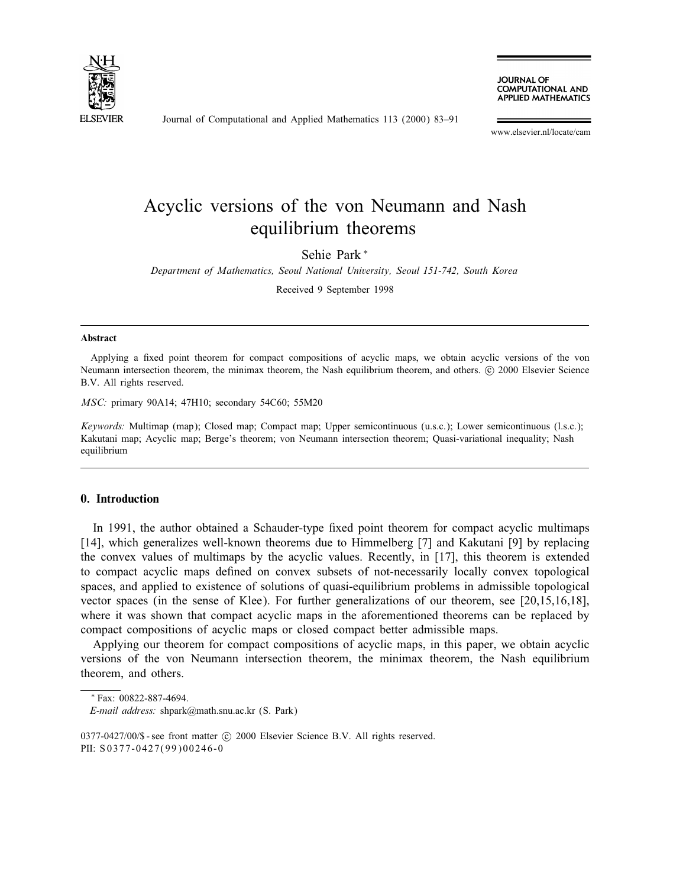# Acyclic versions of the von Neumann and Nash equilibrium theorems

Sehie Park *

*Department of Mathematics, Seoul National University, Seoul 151-742, South Korea*

Received 9 September 1998

---

**Abstract**

Applying a fixed point theorem for compact compositions of acyclic maps, we obtain acyclic versions of the von Neumann intersection theorem, the minimax theorem, the Nash equilibrium theorem, and others. © 2000 Elsevier Science B.V. All rights reserved.

*MSC:* primary 90A14; 47H10; secondary 54C60; 55M20

*Keywords:* Multimap (map); Closed map; Compact map; Upper semicontinuous (u.s.c.); Lower semicontinuous (l.s.c.); Kakutani map; Acyclic map; Berge's theorem; von Neumann intersection theorem; Quasi-variational inequality; Nash equilibrium

---

## 0. Introduction

In 1991, the author obtained a Schauder-type fixed point theorem for compact acyclic multimaps [14], which generalizes well-known theorems due to Himmelberg [7] and Kakutani [9] by replacing the convex values of multimaps by the acyclic values. Recently, in [17], this theorem is extended to compact acyclic maps defined on convex subsets of not-necessarily locally convex topological spaces, and applied to existence of solutions of quasi-equilibrium problems in admissible topological vector spaces (in the sense of Klee). For further generalizations of our theorem, see [20,15,16,18], where it was shown that compact acyclic maps in the aforementioned theorems can be replaced by compact compositions of acyclic maps or closed compact better admissible maps.

Applying our theorem for compact compositions of acyclic maps, in this paper, we obtain acyclic versions of the von Neumann intersection theorem, the minimax theorem, the Nash equilibrium theorem, and others.

---

* Fax: 00822-887-4694.
*E-mail address:* shpark@math.snu.ac.kr (S. Park)

0377-0427/00/$ - see front matter © 2000 Elsevier Science B.V. All rights reserved.
PII: S0377-0427(99)00246-0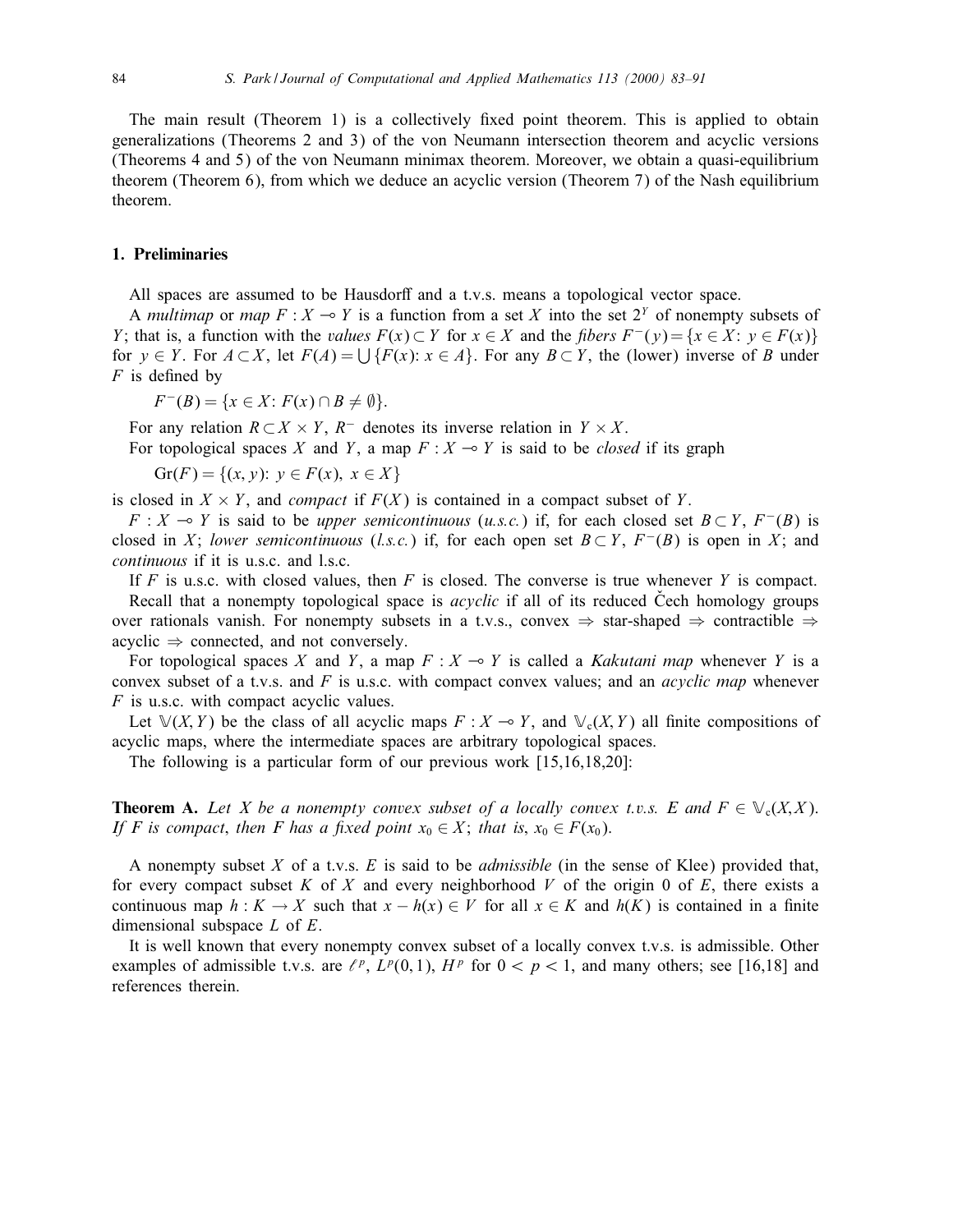The main result (Theorem 1) is a collectively fixed point theorem. This is applied to obtain generalizations (Theorems 2 and 3) of the von Neumann intersection theorem and acyclic versions (Theorems 4 and 5) of the von Neumann minimax theorem. Moreover, we obtain a quasi-equilibrium theorem (Theorem 6), from which we deduce an acyclic version (Theorem 7) of the Nash equilibrium theorem.

## 1. Preliminaries

All spaces are assumed to be Hausdorff and a t.v.s. means a topological vector space.

A *multimap* or *map* $F : X \multimap Y$ is a function from a set $X$ into the set $2^Y$ of nonempty subsets of $Y$; that is, a function with the *values* $F(x) \subset Y$ for $x \in X$ and the *fibers* $F^{-}(y) = \{x \in X\colon\ y \in F(x)\}$ for $y \in Y$. For $A \subset X$, let $F(A) = \bigcup\{F(x)\colon\ x \in A\}$. For any $B \subset Y$, the (lower) inverse of $B$ under $F$ is defined by

$$F^{-}(B) = \{x \in X\colon\ F(x) \cap B \neq \emptyset\}.$$

For any relation $R \subset X \times Y$, $R^{-}$ denotes its inverse relation in $Y \times X$.

For topological spaces $X$ and $Y$, a map $F : X \multimap Y$ is said to be *closed* if its graph

$$\mathrm{Gr}(F) = \{(x, y)\colon\ y \in F(x),\ x \in X\}$$

is closed in $X \times Y$, and *compact* if $F(X)$ is contained in a compact subset of $Y$.

$F : X \multimap Y$ is said to be *upper semicontinuous* (*u.s.c.*) if, for each closed set $B \subset Y$, $F^{-}(B)$ is closed in $X$; *lower semicontinuous* (*l.s.c.*) if, for each open set $B \subset Y$, $F^{-}(B)$ is open in $X$; and *continuous* if it is u.s.c. and l.s.c.

If $F$ is u.s.c. with closed values, then $F$ is closed. The converse is true whenever $Y$ is compact.

Recall that a nonempty topological space is *acyclic* if all of its reduced Čech homology groups over rationals vanish. For nonempty subsets in a t.v.s., convex $\Rightarrow$ star-shaped $\Rightarrow$ contractible $\Rightarrow$ acyclic $\Rightarrow$ connected, and not conversely.

For topological spaces $X$ and $Y$, a map $F : X \multimap Y$ is called a *Kakutani map* whenever $Y$ is a convex subset of a t.v.s. and $F$ is u.s.c. with compact convex values; and an *acyclic map* whenever $F$ is u.s.c. with compact acyclic values.

Let $\mathbb{V}(X, Y)$ be the class of all acyclic maps $F : X \multimap Y$, and $\mathbb{V}_c(X, Y)$ all finite compositions of acyclic maps, where the intermediate spaces are arbitrary topological spaces.

The following is a particular form of our previous work [15,16,18,20]:

**Theorem A.** *Let $X$ be a nonempty convex subset of a locally convex t.v.s. $E$ and $F \in \mathbb{V}_c(X, X)$. If $F$ is compact, then $F$ has a fixed point $x_0 \in X$; that is, $x_0 \in F(x_0)$.*

A nonempty subset $X$ of a t.v.s. $E$ is said to be *admissible* (in the sense of Klee) provided that, for every compact subset $K$ of $X$ and every neighborhood $V$ of the origin 0 of $E$, there exists a continuous map $h : K \to X$ such that $x - h(x) \in V$ for all $x \in K$ and $h(K)$ is contained in a finite dimensional subspace $L$ of $E$.

It is well known that every nonempty convex subset of a locally convex t.v.s. is admissible. Other examples of admissible t.v.s. are $\ell^p$, $L^p(0, 1)$, $H^p$ for $0 < p < 1$, and many others; see [16,18] and references therein.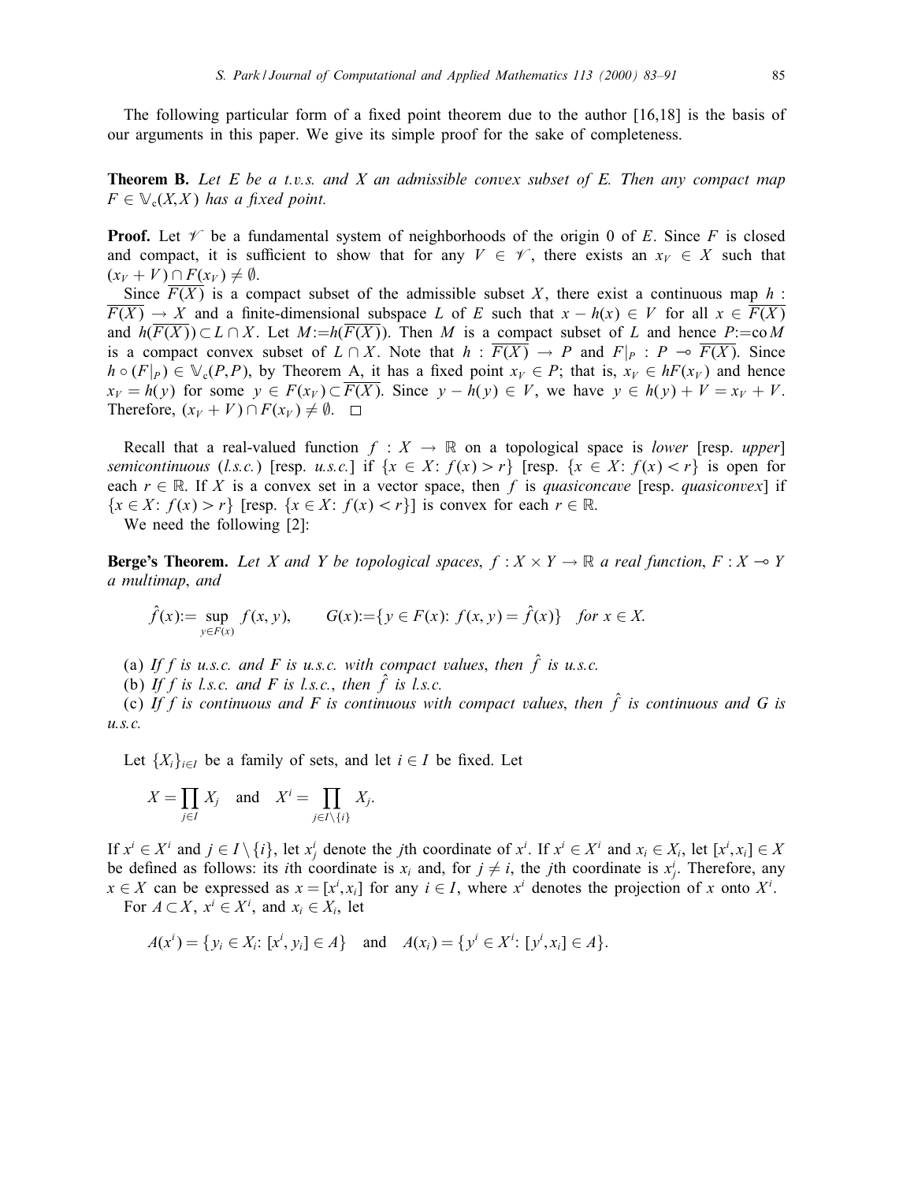The following particular form of a fixed point theorem due to the author [16,18] is the basis of our arguments in this paper. We give its simple proof for the sake of completeness.

**Theorem B.** *Let $E$ be a t.v.s. and $X$ an admissible convex subset of $E$. Then any compact map $F \in \mathbb{V}_c(X,X)$ has a fixed point.*

**Proof.** Let $\mathscr{V}$ be a fundamental system of neighborhoods of the origin 0 of $E$. Since $F$ is closed and compact, it is sufficient to show that for any $V \in \mathscr{V}$, there exists an $x_V \in X$ such that $(x_V + V) \cap F(x_V) \neq \emptyset$.

Since $\overline{F(X)}$ is a compact subset of the admissible subset $X$, there exist a continuous map $h : \overline{F(X)} \to X$ and a finite-dimensional subspace $L$ of $E$ such that $x - h(x) \in V$ for all $x \in \overline{F(X)}$ and $h(\overline{F(X)}) \subset L \cap X$. Let $M := h(\overline{F(X)})$. Then $M$ is a compact subset of $L$ and hence $P := \mathrm{co}\, M$ is a compact convex subset of $L \cap X$. Note that $h : \overline{F(X)} \to P$ and $F|_P : P \multimap \overline{F(X)}$. Since $h \circ (F|_P) \in \mathbb{V}_c(P,P)$, by Theorem A, it has a fixed point $x_V \in P$; that is, $x_V \in hF(x_V)$ and hence $x_V = h(y)$ for some $y \in F(x_V) \subset \overline{F(X)}$. Since $y - h(y) \in V$, we have $y \in h(y) + V = x_V + V$. Therefore, $(x_V + V) \cap F(x_V) \neq \emptyset$. $\square$

Recall that a real-valued function $f : X \to \mathbb{R}$ on a topological space is *lower* [resp. *upper*] *semicontinuous* (*l.s.c.*) [resp. *u.s.c.*] if $\{x \in X : f(x) > r\}$ [resp. $\{x \in X : f(x) < r\}$ is open for each $r \in \mathbb{R}$. If $X$ is a convex set in a vector space, then $f$ is *quasiconcave* [resp. *quasiconvex*] if $\{x \in X : f(x) > r\}$ [resp. $\{x \in X : f(x) < r\}$] is convex for each $r \in \mathbb{R}$.

We need the following [2]:

**Berge's Theorem.** *Let $X$ and $Y$ be topological spaces, $f : X \times Y \to \mathbb{R}$ a real function, $F : X \multimap Y$ a multimap, and*

$$\hat{f}(x) := \sup_{y \in F(x)} f(x,y), \qquad G(x) := \{y \in F(x) : f(x,y) = \hat{f}(x)\} \quad \text{for } x \in X.$$

(a) *If $f$ is u.s.c. and $F$ is u.s.c. with compact values, then $\hat{f}$ is u.s.c.*

(b) *If $f$ is l.s.c. and $F$ is l.s.c., then $\hat{f}$ is l.s.c.*

(c) *If $f$ is continuous and $F$ is continuous with compact values, then $\hat{f}$ is continuous and $G$ is u.s.c.*

Let $\{X_i\}_{i \in I}$ be a family of sets, and let $i \in I$ be fixed. Let

$$X = \prod_{j \in I} X_j \quad \text{and} \quad X^i = \prod_{j \in I \setminus \{i\}} X_j.$$

If $x^i \in X^i$ and $j \in I \setminus \{i\}$, let $x^i_j$ denote the $j$th coordinate of $x^i$. If $x^i \in X^i$ and $x_i \in X_i$, let $[x^i, x_i] \in X$ be defined as follows: its $i$th coordinate is $x_i$ and, for $j \neq i$, the $j$th coordinate is $x^i_j$. Therefore, any $x \in X$ can be expressed as $x = [x^i, x_i]$ for any $i \in I$, where $x^i$ denotes the projection of $x$ onto $X^i$.

For $A \subset X$, $x^i \in X^i$, and $x_i \in X_i$, let

$$A(x^i) = \{y_i \in X_i : [x^i, y_i] \in A\} \quad \text{and} \quad A(x_i) = \{y^i \in X^i : [y^i, x_i] \in A\}.$$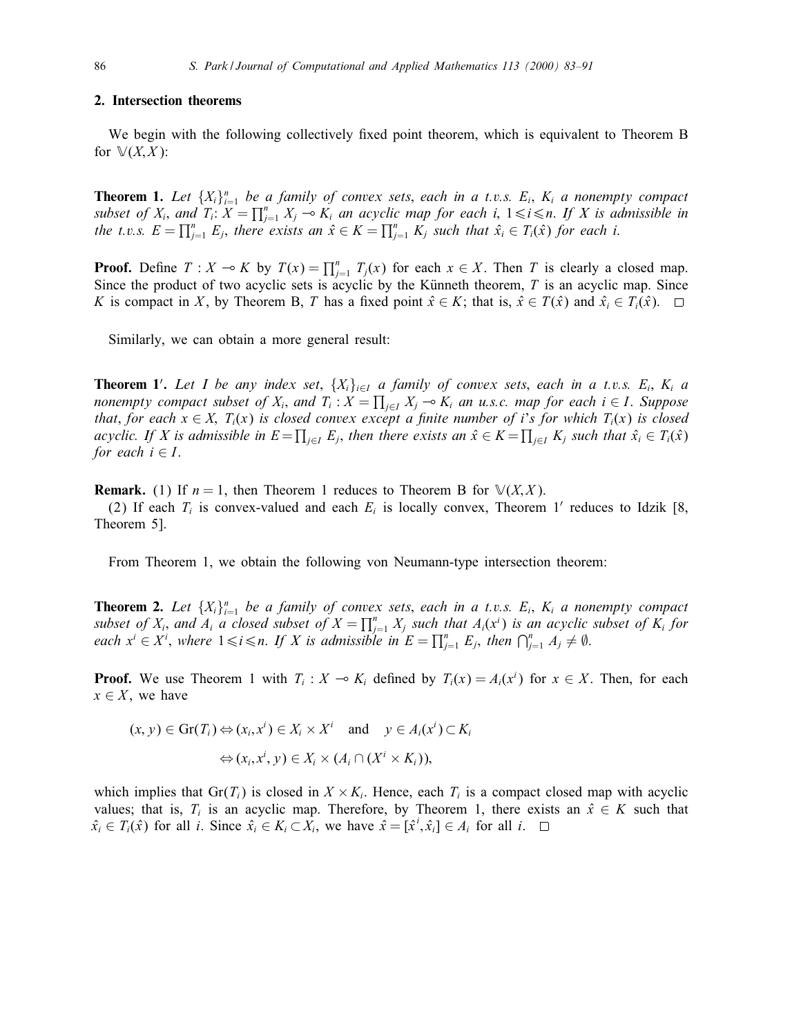## 2. Intersection theorems

We begin with the following collectively fixed point theorem, which is equivalent to Theorem B for $\mathbb{V}(X,X)$:

**Theorem 1.** *Let $\{X_i\}_{i=1}^n$ be a family of convex sets, each in a t.v.s. $E_i$, $K_i$ a nonempty compact subset of $X_i$, and $T_i$: $X = \prod_{j=1}^n X_j \multimap K_i$ an acyclic map for each $i$, $1 \leqslant i \leqslant n$. If $X$ is admissible in the t.v.s. $E = \prod_{j=1}^n E_j$, there exists an $\hat{x} \in K = \prod_{j=1}^n K_j$ such that $\hat{x}_i \in T_i(\hat{x})$ for each $i$.*

**Proof.** Define $T : X \multimap K$ by $T(x) = \prod_{j=1}^n T_j(x)$ for each $x \in X$. Then $T$ is clearly a closed map. Since the product of two acyclic sets is acyclic by the Künneth theorem, $T$ is an acyclic map. Since $K$ is compact in $X$, by Theorem B, $T$ has a fixed point $\hat{x} \in K$; that is, $\hat{x} \in T(\hat{x})$ and $\hat{x}_i \in T_i(\hat{x})$. $\square$

Similarly, we can obtain a more general result:

**Theorem 1′.** *Let $I$ be any index set, $\{X_i\}_{i\in I}$ a family of convex sets, each in a t.v.s. $E_i$, $K_i$ a nonempty compact subset of $X_i$, and $T_i : X = \prod_{j\in I} X_j \multimap K_i$ an u.s.c. map for each $i \in I$. Suppose that, for each $x \in X$, $T_i(x)$ is closed convex except a finite number of $i$'s for which $T_i(x)$ is closed acyclic. If $X$ is admissible in $E = \prod_{j\in I} E_j$, then there exists an $\hat{x} \in K = \prod_{j\in I} K_j$ such that $\hat{x}_i \in T_i(\hat{x})$ for each $i \in I$.*

**Remark.** (1) If $n = 1$, then Theorem 1 reduces to Theorem B for $\mathbb{V}(X,X)$.

(2) If each $T_i$ is convex-valued and each $E_i$ is locally convex, Theorem 1′ reduces to Idzik [8, Theorem 5].

From Theorem 1, we obtain the following von Neumann-type intersection theorem:

**Theorem 2.** *Let $\{X_i\}_{i=1}^n$ be a family of convex sets, each in a t.v.s. $E_i$, $K_i$ a nonempty compact subset of $X_i$, and $A_i$ a closed subset of $X = \prod_{j=1}^n X_j$ such that $A_i(x^i)$ is an acyclic subset of $K_i$ for each $x^i \in X^i$, where $1 \leqslant i \leqslant n$. If $X$ is admissible in $E = \prod_{j=1}^n E_j$, then $\bigcap_{j=1}^n A_j \neq \emptyset$.*

**Proof.** We use Theorem 1 with $T_i : X \multimap K_i$ defined by $T_i(x) = A_i(x^i)$ for $x \in X$. Then, for each $x \in X$, we have

$$(x, y) \in \mathrm{Gr}(T_i) \Leftrightarrow (x_i, x^i) \in X_i \times X^i \quad \text{and} \quad y \in A_i(x^i) \subset K_i$$

$$\Leftrightarrow (x_i, x^i, y) \in X_i \times (A_i \cap (X^i \times K_i)),$$

which implies that $\mathrm{Gr}(T_i)$ is closed in $X \times K_i$. Hence, each $T_i$ is a compact closed map with acyclic values; that is, $T_i$ is an acyclic map. Therefore, by Theorem 1, there exists an $\hat{x} \in K$ such that $\hat{x}_i \in T_i(\hat{x})$ for all $i$. Since $\hat{x}_i \in K_i \subset X_i$, we have $\hat{x} = [\hat{x}^i, \hat{x}_i] \in A_i$ for all $i$. $\square$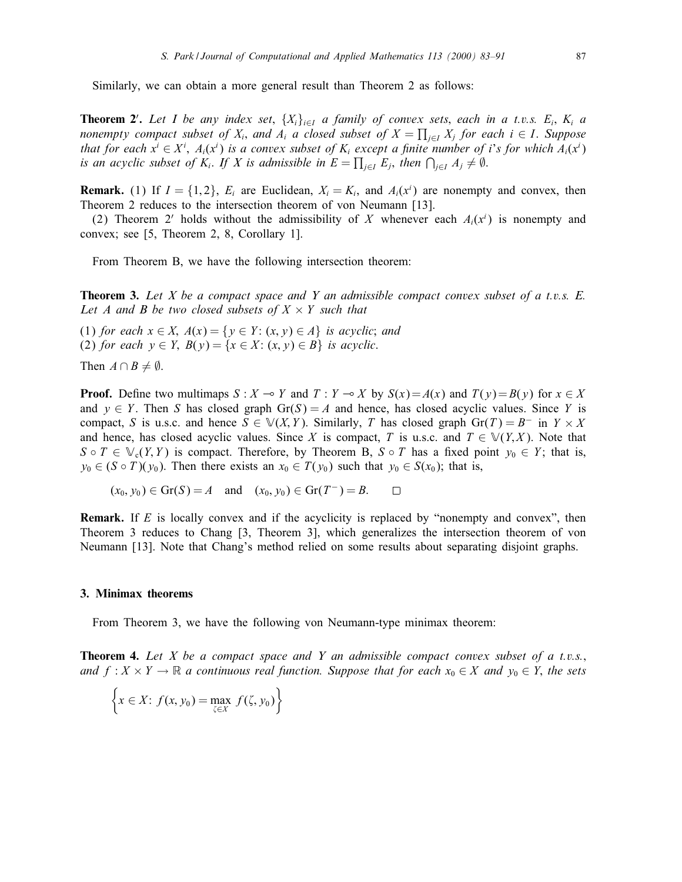Similarly, we can obtain a more general result than Theorem 2 as follows:

**Theorem 2′.** *Let $I$ be any index set, $\{X_i\}_{i\in I}$ a family of convex sets, each in a t.v.s. $E_i$, $K_i$ a nonempty compact subset of $X_i$, and $A_i$ a closed subset of $X = \prod_{j\in I} X_j$ for each $i \in I$. Suppose that for each $x^i \in X^i$, $A_i(x^i)$ is a convex subset of $K_i$ except a finite number of $i$'s for which $A_i(x^i)$ is an acyclic subset of $K_i$. If $X$ is admissible in $E = \prod_{j\in I} E_j$, then $\bigcap_{j\in I} A_j \neq \emptyset$.*

**Remark.** (1) If $I = \{1, 2\}$, $E_i$ are Euclidean, $X_i = K_i$, and $A_i(x^i)$ are nonempty and convex, then Theorem 2 reduces to the intersection theorem of von Neumann [13].

(2) Theorem 2′ holds without the admissibility of $X$ whenever each $A_i(x^i)$ is nonempty and convex; see [5, Theorem 2, 8, Corollary 1].

From Theorem B, we have the following intersection theorem:

**Theorem 3.** *Let $X$ be a compact space and $Y$ an admissible compact convex subset of a t.v.s. $E$. Let $A$ and $B$ be two closed subsets of $X \times Y$ such that*

(1) *for each $x \in X$, $A(x) = \{y \in Y : (x, y) \in A\}$ is acyclic; and*
(2) *for each $y \in Y$, $B(y) = \{x \in X : (x, y) \in B\}$ is acyclic.*

*Then $A \cap B \neq \emptyset$.*

**Proof.** Define two multimaps $S : X \multimap Y$ and $T : Y \multimap X$ by $S(x) = A(x)$ and $T(y) = B(y)$ for $x \in X$ and $y \in Y$. Then $S$ has closed graph $\mathrm{Gr}(S) = A$ and hence, has closed acyclic values. Since $Y$ is compact, $S$ is u.s.c. and hence $S \in \mathbb{V}(X, Y)$. Similarly, $T$ has closed graph $\mathrm{Gr}(T) = B^-$ in $Y \times X$ and hence, has closed acyclic values. Since $X$ is compact, $T$ is u.s.c. and $T \in \mathbb{V}(Y, X)$. Note that $S \circ T \in \mathbb{V}_c(Y, Y)$ is compact. Therefore, by Theorem B, $S \circ T$ has a fixed point $y_0 \in Y$; that is, $y_0 \in (S \circ T)(y_0)$. Then there exists an $x_0 \in T(y_0)$ such that $y_0 \in S(x_0)$; that is,

$$(x_0, y_0) \in \mathrm{Gr}(S) = A \quad \text{and} \quad (x_0, y_0) \in \mathrm{Gr}(T^-) = B. \qquad \square$$

**Remark.** If $E$ is locally convex and if the acyclicity is replaced by "nonempty and convex", then Theorem 3 reduces to Chang [3, Theorem 3], which generalizes the intersection theorem of von Neumann [13]. Note that Chang's method relied on some results about separating disjoint graphs.

## 3. Minimax theorems

From Theorem 3, we have the following von Neumann-type minimax theorem:

**Theorem 4.** *Let $X$ be a compact space and $Y$ an admissible compact convex subset of a t.v.s., and $f : X \times Y \to \mathbb{R}$ a continuous real function. Suppose that for each $x_0 \in X$ and $y_0 \in Y$, the sets*

$$\left\{ x \in X : f(x, y_0) = \max_{\zeta \in X} f(\zeta, y_0) \right\}$$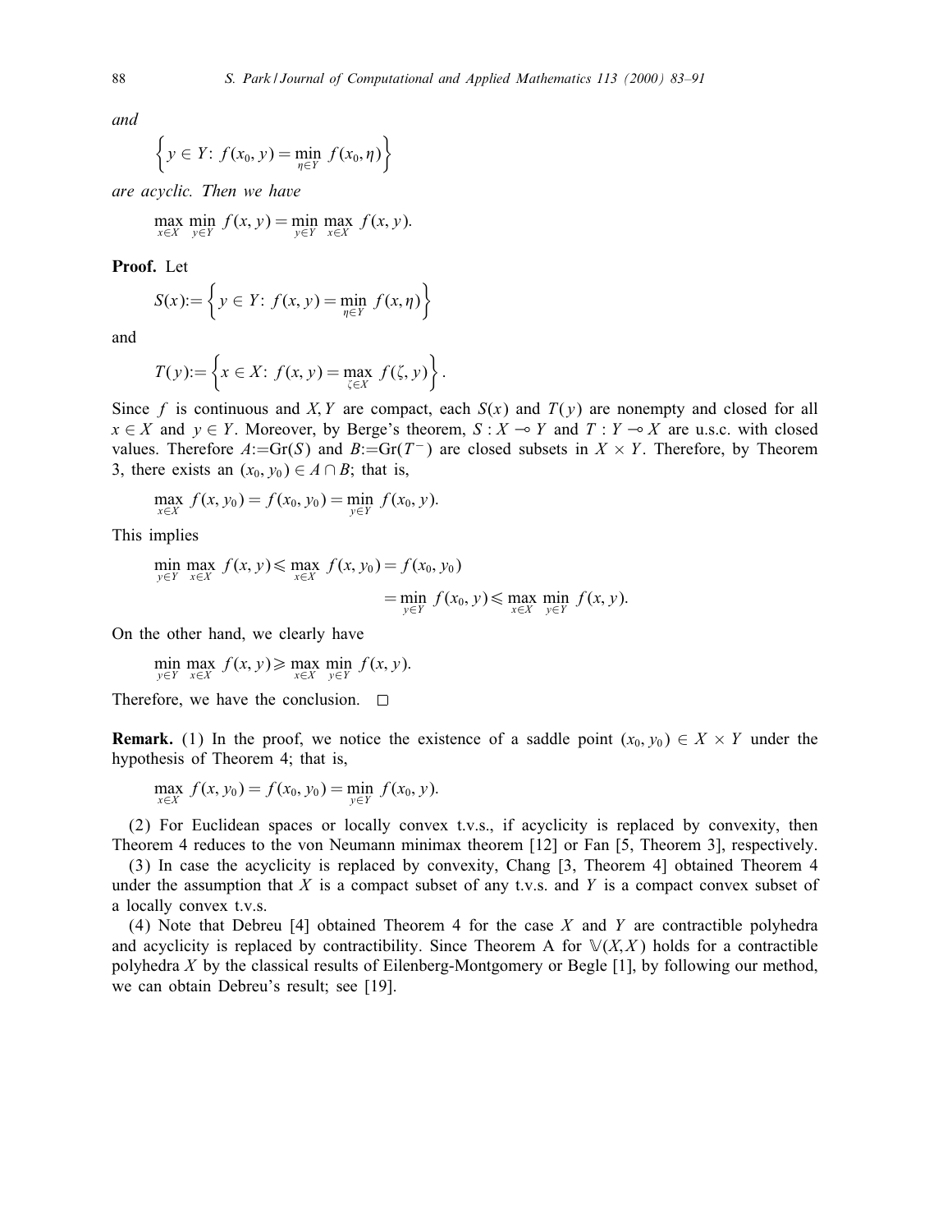*and*

$$\left\{ y \in Y\colon\, f(x_0, y) = \min_{\eta \in Y} f(x_0, \eta) \right\}$$

*are acyclic. Then we have*

$$\max_{x \in X} \min_{y \in Y} f(x, y) = \min_{y \in Y} \max_{x \in X} f(x, y).$$

**Proof.** Let

$$S(x) := \left\{ y \in Y\colon\, f(x, y) = \min_{\eta \in Y} f(x, \eta) \right\}$$

and

$$T(y) := \left\{ x \in X\colon\, f(x, y) = \max_{\zeta \in X} f(\zeta, y) \right\}.$$

Since $f$ is continuous and $X, Y$ are compact, each $S(x)$ and $T(y)$ are nonempty and closed for all $x \in X$ and $y \in Y$. Moreover, by Berge's theorem, $S : X \multimap Y$ and $T : Y \multimap X$ are u.s.c. with closed values. Therefore $A := \mathrm{Gr}(S)$ and $B := \mathrm{Gr}(T^-)$ are closed subsets in $X \times Y$. Therefore, by Theorem 3, there exists an $(x_0, y_0) \in A \cap B$; that is,

$$\max_{x \in X} f(x, y_0) = f(x_0, y_0) = \min_{y \in Y} f(x_0, y).$$

This implies

$$\min_{y \in Y} \max_{x \in X} f(x, y) \leqslant \max_{x \in X} f(x, y_0) = f(x_0, y_0)$$
$$= \min_{y \in Y} f(x_0, y) \leqslant \max_{x \in X} \min_{y \in Y} f(x, y).$$

On the other hand, we clearly have

$$\min_{y \in Y} \max_{x \in X} f(x, y) \geqslant \max_{x \in X} \min_{y \in Y} f(x, y).$$

Therefore, we have the conclusion. □

**Remark.** (1) In the proof, we notice the existence of a saddle point $(x_0, y_0) \in X \times Y$ under the hypothesis of Theorem 4; that is,

$$\max_{x \in X} f(x, y_0) = f(x_0, y_0) = \min_{y \in Y} f(x_0, y).$$

(2) For Euclidean spaces or locally convex t.v.s., if acyclicity is replaced by convexity, then Theorem 4 reduces to the von Neumann minimax theorem [12] or Fan [5, Theorem 3], respectively.

(3) In case the acyclicity is replaced by convexity, Chang [3, Theorem 4] obtained Theorem 4 under the assumption that $X$ is a compact subset of any t.v.s. and $Y$ is a compact convex subset of a locally convex t.v.s.

(4) Note that Debreu [4] obtained Theorem 4 for the case $X$ and $Y$ are contractible polyhedra and acyclicity is replaced by contractibility. Since Theorem A for $\mathbb{V}(X, X)$ holds for a contractible polyhedra $X$ by the classical results of Eilenberg-Montgomery or Begle [1], by following our method, we can obtain Debreu's result; see [19].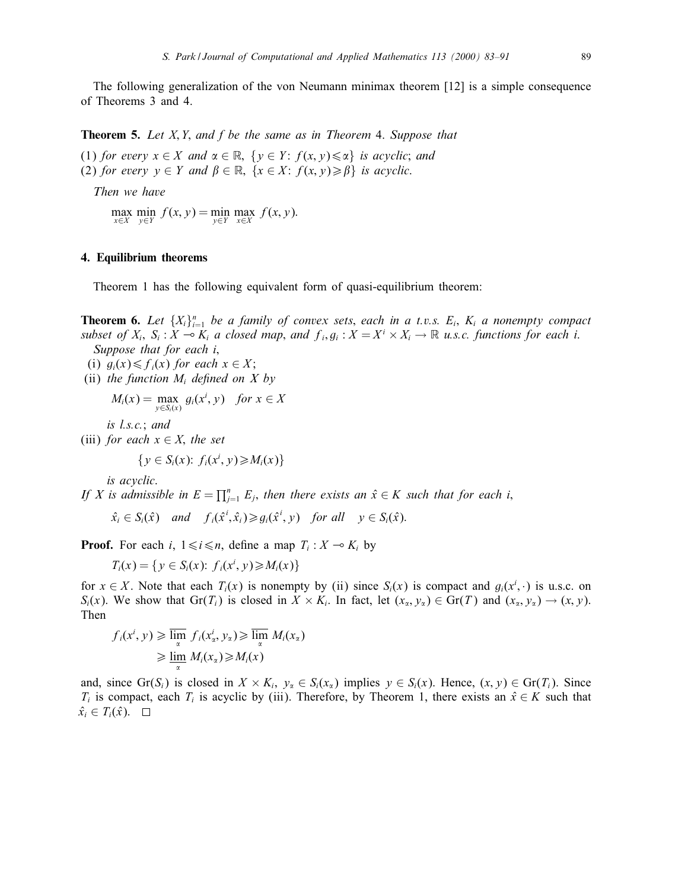The following generalization of the von Neumann minimax theorem [12] is a simple consequence of Theorems 3 and 4.

**Theorem 5.** *Let $X, Y$, and $f$ be the same as in Theorem* 4. *Suppose that*

(1) *for every $x \in X$ and $\alpha \in \mathbb{R}$, $\{y \in Y\colon f(x,y) \leqslant \alpha\}$ is acyclic*; *and*
(2) *for every $y \in Y$ and $\beta \in \mathbb{R}$, $\{x \in X\colon f(x,y) \geqslant \beta\}$ is acyclic.*

*Then we have*

$$\max_{x\in X} \min_{y\in Y} f(x,y) = \min_{y\in Y} \max_{x\in X} f(x,y).$$

## 4. Equilibrium theorems

Theorem 1 has the following equivalent form of quasi-equilibrium theorem:

**Theorem 6.** *Let $\{X_i\}_{i=1}^n$ be a family of convex sets, each in a t.v.s. $E_i$, $K_i$ a nonempty compact subset of $X_i$, $S_i : X \multimap K_i$ a closed map, and $f_i, g_i : X = X^i \times X_i \to \mathbb{R}$ u.s.c. functions for each $i$.*

*Suppose that for each $i$,*

(i) *$g_i(x) \leqslant f_i(x)$ for each $x \in X$*;
(ii) *the function $M_i$ defined on $X$ by*

$$M_i(x) = \max_{y\in S_i(x)} g_i(x^i, y) \quad \text{for } x \in X$$

*is l.s.c.*; *and*

(iii) *for each $x \in X$, the set*

$$\{y \in S_i(x)\colon f_i(x^i, y) \geqslant M_i(x)\}$$

*is acyclic.*

*If $X$ is admissible in $E = \prod_{j=1}^n E_j$, then there exists an $\hat{x} \in K$ such that for each $i$,*

$$\hat{x}_i \in S_i(\hat{x}) \quad \text{and} \quad f_i(\hat{x}^i, \hat{x}_i) \geqslant g_i(\hat{x}^i, y) \quad \text{for all} \quad y \in S_i(\hat{x}).$$

**Proof.** For each $i$, $1 \leqslant i \leqslant n$, define a map $T_i : X \multimap K_i$ by

$$T_i(x) = \{y \in S_i(x)\colon f_i(x^i, y) \geqslant M_i(x)\}$$

for $x \in X$. Note that each $T_i(x)$ is nonempty by (ii) since $S_i(x)$ is compact and $g_i(x^i, \cdot)$ is u.s.c. on $S_i(x)$. We show that $\mathrm{Gr}(T_i)$ is closed in $X \times K_i$. In fact, let $(x_\alpha, y_\alpha) \in \mathrm{Gr}(T)$ and $(x_\alpha, y_\alpha) \to (x, y)$. Then

$$\begin{aligned} f_i(x^i, y) &\geqslant \overline{\lim_{\alpha}}\, f_i(x_\alpha^i, y_\alpha) \geqslant \overline{\lim_{\alpha}}\, M_i(x_\alpha) \\ &\geqslant \underline{\lim_{\alpha}}\, M_i(x_\alpha) \geqslant M_i(x) \end{aligned}$$

and, since $\mathrm{Gr}(S_i)$ is closed in $X \times K_i$, $y_\alpha \in S_i(x_\alpha)$ implies $y \in S_i(x)$. Hence, $(x, y) \in \mathrm{Gr}(T_i)$. Since $T_i$ is compact, each $T_i$ is acyclic by (iii). Therefore, by Theorem 1, there exists an $\hat{x} \in K$ such that $\hat{x}_i \in T_i(\hat{x})$. $\square$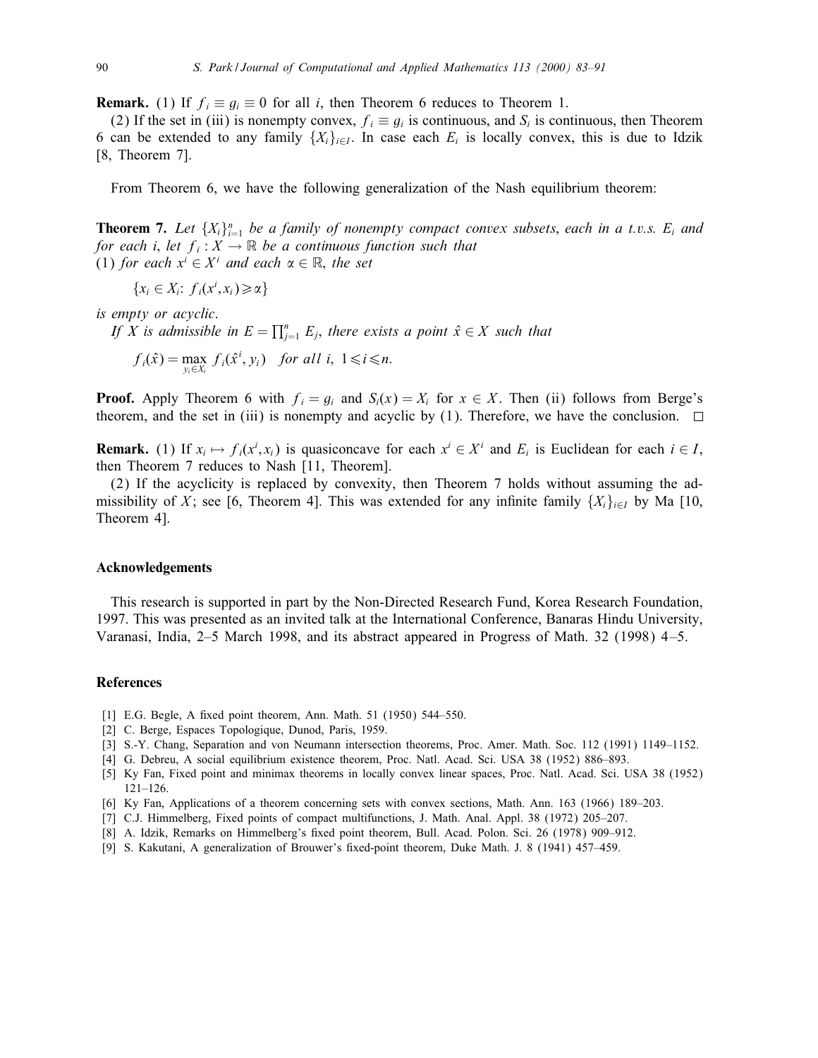**Remark.** (1) If $f_i \equiv g_i \equiv 0$ for all $i$, then Theorem 6 reduces to Theorem 1.

(2) If the set in (iii) is nonempty convex, $f_i \equiv g_i$ is continuous, and $S_i$ is continuous, then Theorem 6 can be extended to any family $\{X_i\}_{i \in I}$. In case each $E_i$ is locally convex, this is due to Idzik [8, Theorem 7].

From Theorem 6, we have the following generalization of the Nash equilibrium theorem:

**Theorem 7.** *Let $\{X_i\}_{i=1}^n$ be a family of nonempty compact convex subsets, each in a t.v.s. $E_i$ and for each $i$, let $f_i : X \to \mathbb{R}$ be a continuous function such that*
(1) *for each $x^i \in X^i$ and each $\alpha \in \mathbb{R}$, the set*

$$\{x_i \in X_i \colon f_i(x^i, x_i) \geqslant \alpha\}$$

*is empty or acyclic.*
*If $X$ is admissible in $E = \prod_{j=1}^n E_j$, there exists a point $\hat{x} \in X$ such that*

$$f_i(\hat{x}) = \max_{y_i \in X_i} f_i(\hat{x}^i, y_i) \quad \text{for all } i, \ 1 \leqslant i \leqslant n.$$

**Proof.** Apply Theorem 6 with $f_i = g_i$ and $S_i(x) = X_i$ for $x \in X$. Then (ii) follows from Berge's theorem, and the set in (iii) is nonempty and acyclic by (1). Therefore, we have the conclusion. $\square$

**Remark.** (1) If $x_i \mapsto f_i(x^i, x_i)$ is quasiconcave for each $x^i \in X^i$ and $E_i$ is Euclidean for each $i \in I$, then Theorem 7 reduces to Nash [11, Theorem].

(2) If the acyclicity is replaced by convexity, then Theorem 7 holds without assuming the admissibility of $X$; see [6, Theorem 4]. This was extended for any infinite family $\{X_i\}_{i \in I}$ by Ma [10, Theorem 4].

## Acknowledgements

This research is supported in part by the Non-Directed Research Fund, Korea Research Foundation, 1997. This was presented as an invited talk at the International Conference, Banaras Hindu University, Varanasi, India, 2–5 March 1998, and its abstract appeared in Progress of Math. 32 (1998) 4–5.

## References

[1] E.G. Begle, A fixed point theorem, Ann. Math. 51 (1950) 544–550.
[2] C. Berge, Espaces Topologique, Dunod, Paris, 1959.
[3] S.-Y. Chang, Separation and von Neumann intersection theorems, Proc. Amer. Math. Soc. 112 (1991) 1149–1152.
[4] G. Debreu, A social equilibrium existence theorem, Proc. Natl. Acad. Sci. USA 38 (1952) 886–893.
[5] Ky Fan, Fixed point and minimax theorems in locally convex linear spaces, Proc. Natl. Acad. Sci. USA 38 (1952) 121–126.
[6] Ky Fan, Applications of a theorem concerning sets with convex sections, Math. Ann. 163 (1966) 189–203.
[7] C.J. Himmelberg, Fixed points of compact multifunctions, J. Math. Anal. Appl. 38 (1972) 205–207.
[8] A. Idzik, Remarks on Himmelberg's fixed point theorem, Bull. Acad. Polon. Sci. 26 (1978) 909–912.
[9] S. Kakutani, A generalization of Brouwer's fixed-point theorem, Duke Math. J. 8 (1941) 457–459.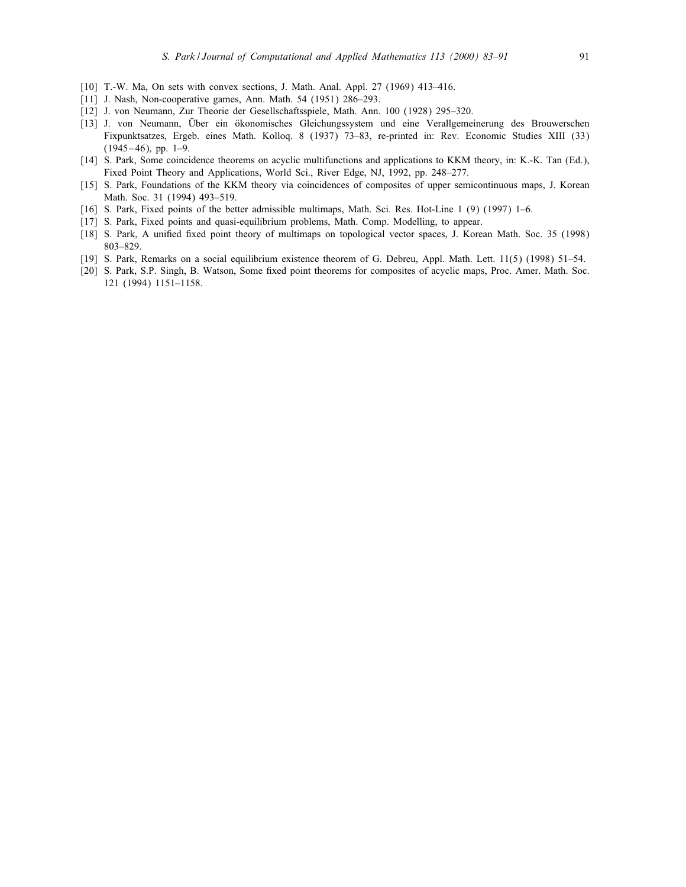[10] T.-W. Ma, On sets with convex sections, J. Math. Anal. Appl. 27 (1969) 413–416.

[11] J. Nash, Non-cooperative games, Ann. Math. 54 (1951) 286–293.

[12] J. von Neumann, Zur Theorie der Gesellschaftsspiele, Math. Ann. 100 (1928) 295–320.

[13] J. von Neumann, Über ein ökonomisches Gleichungssystem und eine Verallgemeinerung des Brouwerschen Fixpunktsatzes, Ergeb. eines Math. Kolloq. 8 (1937) 73–83, re-printed in: Rev. Economic Studies XIII (33) (1945–46), pp. 1–9.

[14] S. Park, Some coincidence theorems on acyclic multifunctions and applications to KKM theory, in: K.-K. Tan (Ed.), Fixed Point Theory and Applications, World Sci., River Edge, NJ, 1992, pp. 248–277.

[15] S. Park, Foundations of the KKM theory via coincidences of composites of upper semicontinuous maps, J. Korean Math. Soc. 31 (1994) 493–519.

[16] S. Park, Fixed points of the better admissible multimaps, Math. Sci. Res. Hot-Line 1 (9) (1997) 1–6.

[17] S. Park, Fixed points and quasi-equilibrium problems, Math. Comp. Modelling, to appear.

[18] S. Park, A unified fixed point theory of multimaps on topological vector spaces, J. Korean Math. Soc. 35 (1998) 803–829.

[19] S. Park, Remarks on a social equilibrium existence theorem of G. Debreu, Appl. Math. Lett. 11(5) (1998) 51–54.

[20] S. Park, S.P. Singh, B. Watson, Some fixed point theorems for composites of acyclic maps, Proc. Amer. Math. Soc. 121 (1994) 1151–1158.